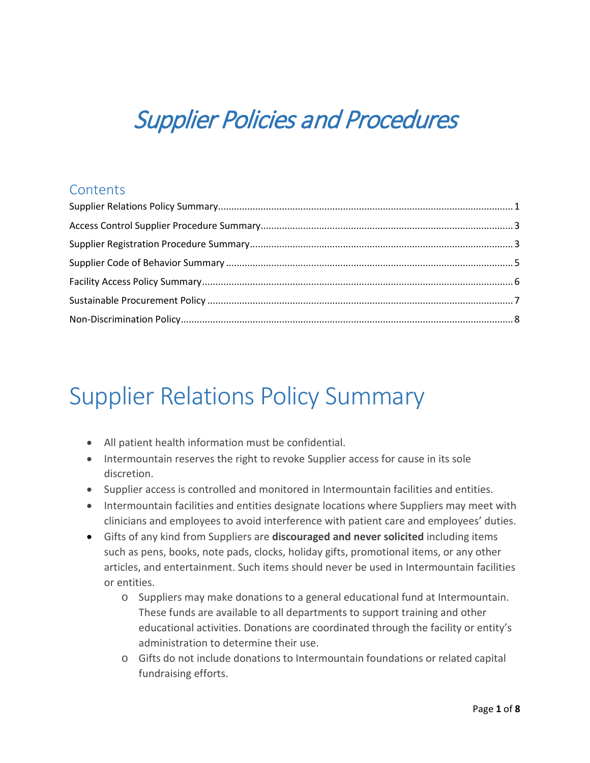# *Supplier Policies and Procedures*

## Contents

- Supplier Relations Policy Summary ........ 1
- Access Control Supplier Procedure Summary ........ 3
- Supplier Registration Procedure Summary ........ 3
- Supplier Code of Behavior Summary ........ 5
- Facility Access Policy Summary ........ 6
- Sustainable Procurement Policy ........ 7
- Non-Discrimination Policy ........ 8

# Supplier Relations Policy Summary

- All patient health information must be confidential.
- Intermountain reserves the right to revoke Supplier access for cause in its sole discretion.
- Supplier access is controlled and monitored in Intermountain facilities and entities.
- Intermountain facilities and entities designate locations where Suppliers may meet with clinicians and employees to avoid interference with patient care and employees' duties.
- Gifts of any kind from Suppliers are **discouraged and never solicited** including items such as pens, books, note pads, clocks, holiday gifts, promotional items, or any other articles, and entertainment. Such items should never be used in Intermountain facilities or entities.
  - Suppliers may make donations to a general educational fund at Intermountain. These funds are available to all departments to support training and other educational activities. Donations are coordinated through the facility or entity's administration to determine their use.
  - Gifts do not include donations to Intermountain foundations or related capital fundraising efforts.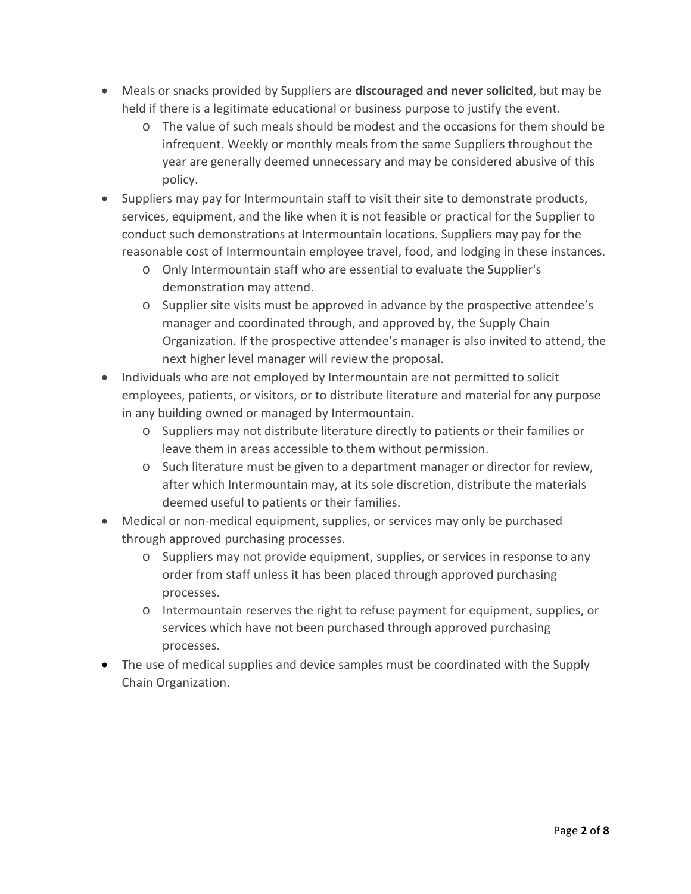- Meals or snacks provided by Suppliers are **discouraged and never solicited**, but may be held if there is a legitimate educational or business purpose to justify the event.
  - The value of such meals should be modest and the occasions for them should be infrequent. Weekly or monthly meals from the same Suppliers throughout the year are generally deemed unnecessary and may be considered abusive of this policy.
- Suppliers may pay for Intermountain staff to visit their site to demonstrate products, services, equipment, and the like when it is not feasible or practical for the Supplier to conduct such demonstrations at Intermountain locations. Suppliers may pay for the reasonable cost of Intermountain employee travel, food, and lodging in these instances.
  - Only Intermountain staff who are essential to evaluate the Supplier's demonstration may attend.
  - Supplier site visits must be approved in advance by the prospective attendee's manager and coordinated through, and approved by, the Supply Chain Organization. If the prospective attendee's manager is also invited to attend, the next higher level manager will review the proposal.
- Individuals who are not employed by Intermountain are not permitted to solicit employees, patients, or visitors, or to distribute literature and material for any purpose in any building owned or managed by Intermountain.
  - Suppliers may not distribute literature directly to patients or their families or leave them in areas accessible to them without permission.
  - Such literature must be given to a department manager or director for review, after which Intermountain may, at its sole discretion, distribute the materials deemed useful to patients or their families.
- Medical or non-medical equipment, supplies, or services may only be purchased through approved purchasing processes.
  - Suppliers may not provide equipment, supplies, or services in response to any order from staff unless it has been placed through approved purchasing processes.
  - Intermountain reserves the right to refuse payment for equipment, supplies, or services which have not been purchased through approved purchasing processes.
- The use of medical supplies and device samples must be coordinated with the Supply Chain Organization.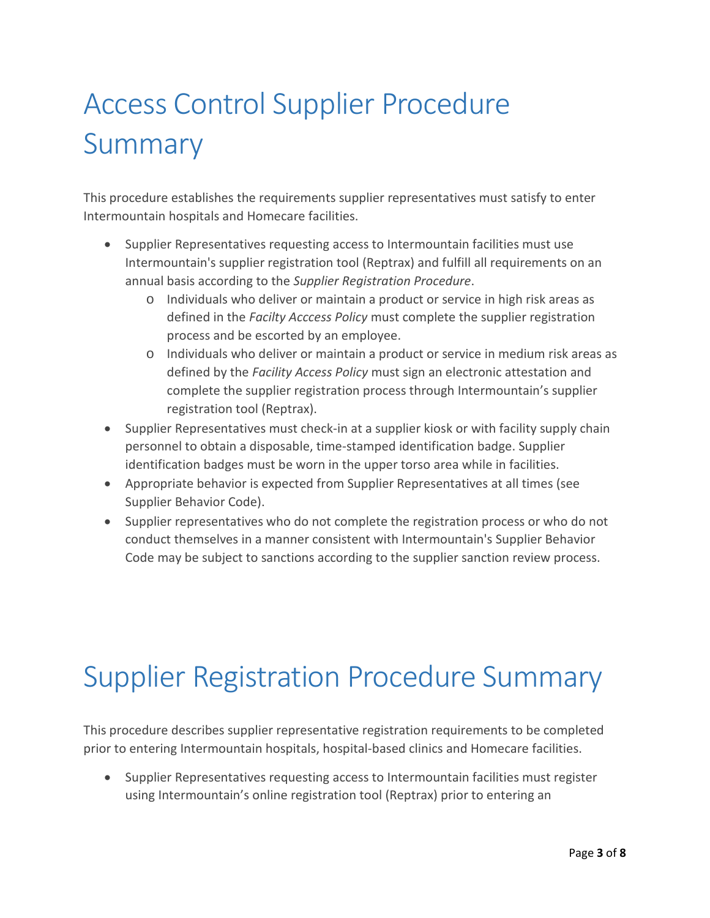# Access Control Supplier Procedure Summary

This procedure establishes the requirements supplier representatives must satisfy to enter Intermountain hospitals and Homecare facilities.

- Supplier Representatives requesting access to Intermountain facilities must use Intermountain's supplier registration tool (Reptrax) and fulfill all requirements on an annual basis according to the *Supplier Registration Procedure*.
    - Individuals who deliver or maintain a product or service in high risk areas as defined in the *Facilty Acccess Policy* must complete the supplier registration process and be escorted by an employee.
    - Individuals who deliver or maintain a product or service in medium risk areas as defined by the *Facility Access Policy* must sign an electronic attestation and complete the supplier registration process through Intermountain's supplier registration tool (Reptrax).
- Supplier Representatives must check-in at a supplier kiosk or with facility supply chain personnel to obtain a disposable, time-stamped identification badge. Supplier identification badges must be worn in the upper torso area while in facilities.
- Appropriate behavior is expected from Supplier Representatives at all times (see Supplier Behavior Code).
- Supplier representatives who do not complete the registration process or who do not conduct themselves in a manner consistent with Intermountain's Supplier Behavior Code may be subject to sanctions according to the supplier sanction review process.

# Supplier Registration Procedure Summary

This procedure describes supplier representative registration requirements to be completed prior to entering Intermountain hospitals, hospital-based clinics and Homecare facilities.

- Supplier Representatives requesting access to Intermountain facilities must register using Intermountain's online registration tool (Reptrax) prior to entering an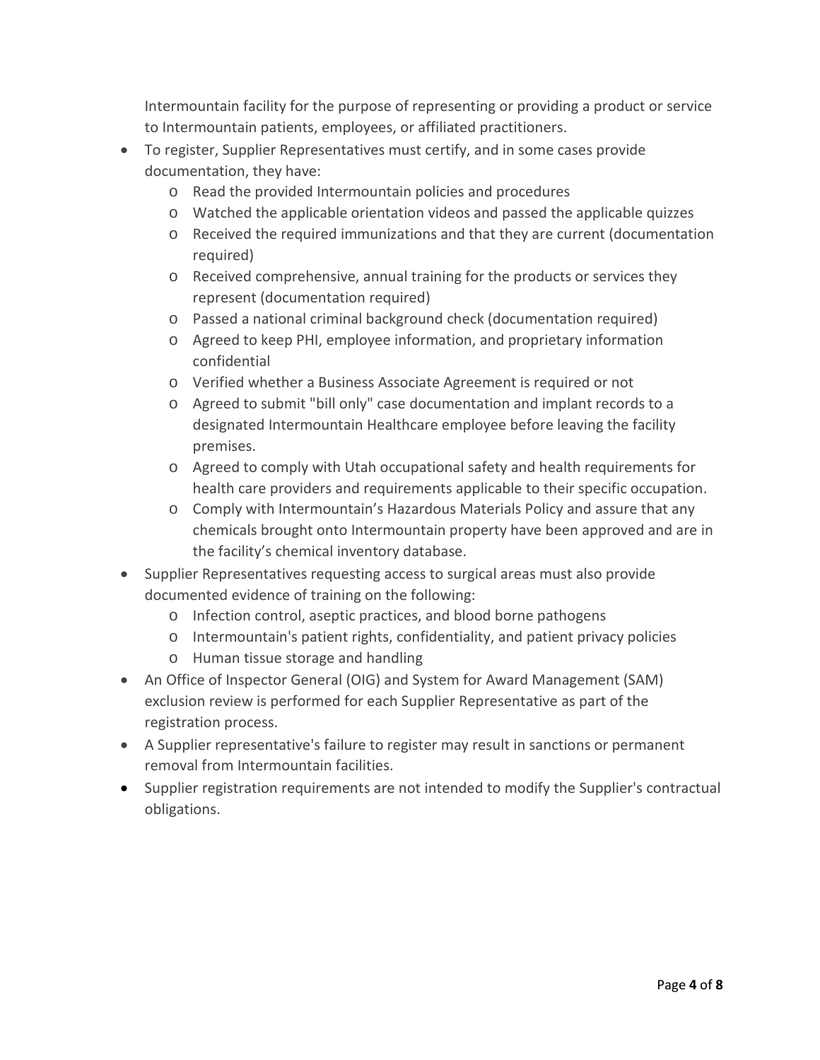Intermountain facility for the purpose of representing or providing a product or service to Intermountain patients, employees, or affiliated practitioners.

- To register, Supplier Representatives must certify, and in some cases provide documentation, they have:
  - Read the provided Intermountain policies and procedures
  - Watched the applicable orientation videos and passed the applicable quizzes
  - Received the required immunizations and that they are current (documentation required)
  - Received comprehensive, annual training for the products or services they represent (documentation required)
  - Passed a national criminal background check (documentation required)
  - Agreed to keep PHI, employee information, and proprietary information confidential
  - Verified whether a Business Associate Agreement is required or not
  - Agreed to submit "bill only" case documentation and implant records to a designated Intermountain Healthcare employee before leaving the facility premises.
  - Agreed to comply with Utah occupational safety and health requirements for health care providers and requirements applicable to their specific occupation.
  - Comply with Intermountain's Hazardous Materials Policy and assure that any chemicals brought onto Intermountain property have been approved and are in the facility's chemical inventory database.
- Supplier Representatives requesting access to surgical areas must also provide documented evidence of training on the following:
  - Infection control, aseptic practices, and blood borne pathogens
  - Intermountain's patient rights, confidentiality, and patient privacy policies
  - Human tissue storage and handling
- An Office of Inspector General (OIG) and System for Award Management (SAM) exclusion review is performed for each Supplier Representative as part of the registration process.
- A Supplier representative's failure to register may result in sanctions or permanent removal from Intermountain facilities.
- Supplier registration requirements are not intended to modify the Supplier's contractual obligations.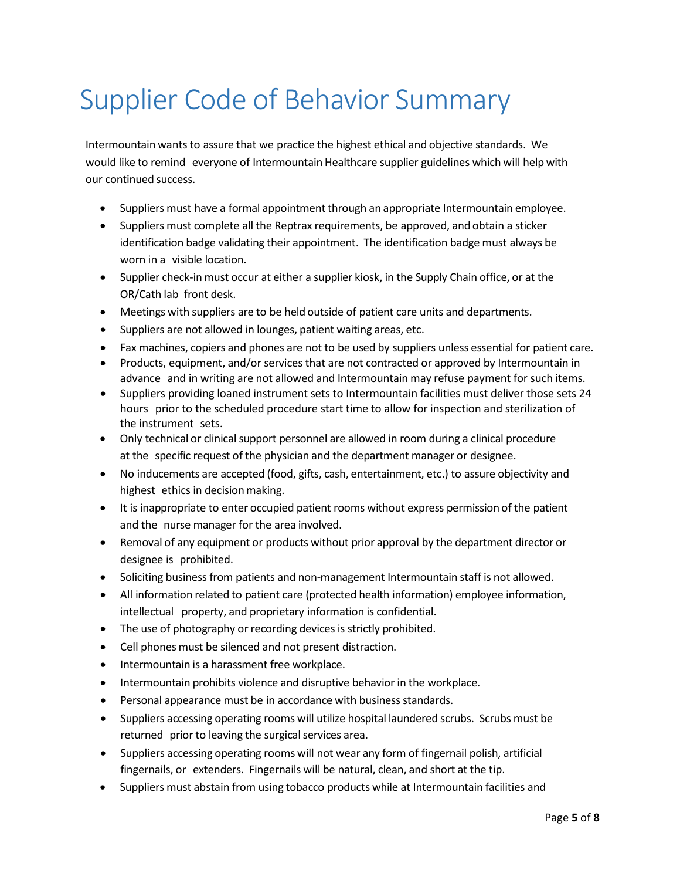# Supplier Code of Behavior Summary

Intermountain wants to assure that we practice the highest ethical and objective standards. We would like to remind everyone of Intermountain Healthcare supplier guidelines which will help with our continued success.

- Suppliers must have a formal appointment through an appropriate Intermountain employee.
- Suppliers must complete all the Reptrax requirements, be approved, and obtain a sticker identification badge validating their appointment. The identification badge must always be worn in a visible location.
- Supplier check-in must occur at either a supplier kiosk, in the Supply Chain office, or at the OR/Cath lab front desk.
- Meetings with suppliers are to be held outside of patient care units and departments.
- Suppliers are not allowed in lounges, patient waiting areas, etc.
- Fax machines, copiers and phones are not to be used by suppliers unless essential for patient care.
- Products, equipment, and/or services that are not contracted or approved by Intermountain in advance and in writing are not allowed and Intermountain may refuse payment for such items.
- Suppliers providing loaned instrument sets to Intermountain facilities must deliver those sets 24 hours prior to the scheduled procedure start time to allow for inspection and sterilization of the instrument sets.
- Only technical or clinical support personnel are allowed in room during a clinical procedure at the specific request of the physician and the department manager or designee.
- No inducements are accepted (food, gifts, cash, entertainment, etc.) to assure objectivity and highest ethics in decision making.
- It is inappropriate to enter occupied patient rooms without express permission of the patient and the nurse manager for the area involved.
- Removal of any equipment or products without prior approval by the department director or designee is prohibited.
- Soliciting business from patients and non-management Intermountain staff is not allowed.
- All information related to patient care (protected health information) employee information, intellectual property, and proprietary information is confidential.
- The use of photography or recording devices is strictly prohibited.
- Cell phones must be silenced and not present distraction.
- Intermountain is a harassment free workplace.
- Intermountain prohibits violence and disruptive behavior in the workplace.
- Personal appearance must be in accordance with business standards.
- Suppliers accessing operating rooms will utilize hospital laundered scrubs. Scrubs must be returned prior to leaving the surgical services area.
- Suppliers accessing operating rooms will not wear any form of fingernail polish, artificial fingernails, or extenders. Fingernails will be natural, clean, and short at the tip.
- Suppliers must abstain from using tobacco products while at Intermountain facilities and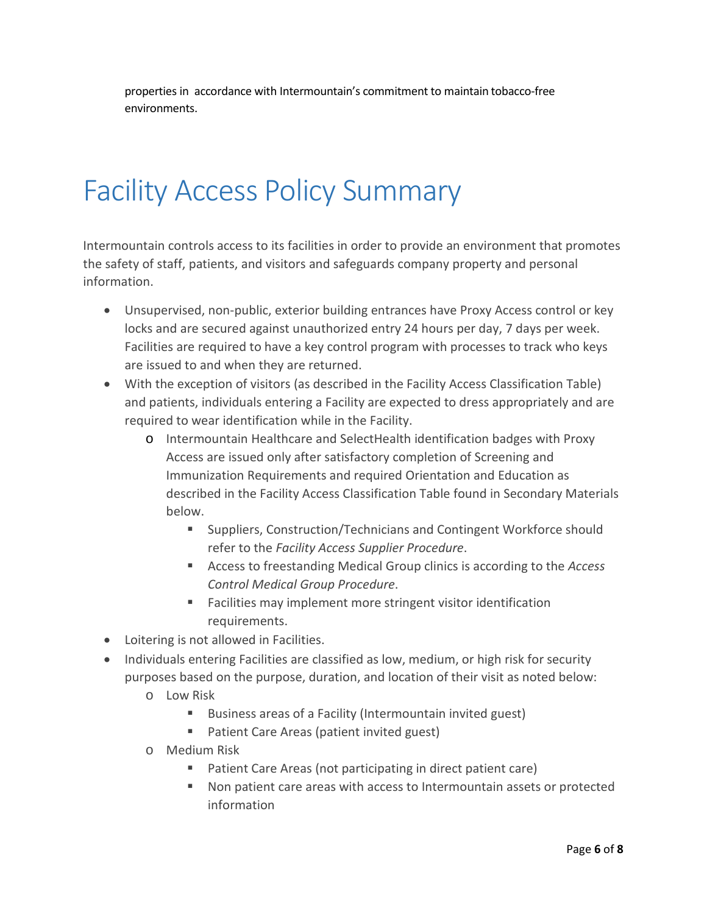properties in accordance with Intermountain's commitment to maintain tobacco-free environments.

# Facility Access Policy Summary

Intermountain controls access to its facilities in order to provide an environment that promotes the safety of staff, patients, and visitors and safeguards company property and personal information.

- Unsupervised, non-public, exterior building entrances have Proxy Access control or key locks and are secured against unauthorized entry 24 hours per day, 7 days per week. Facilities are required to have a key control program with processes to track who keys are issued to and when they are returned.
- With the exception of visitors (as described in the Facility Access Classification Table) and patients, individuals entering a Facility are expected to dress appropriately and are required to wear identification while in the Facility.
  - Intermountain Healthcare and SelectHealth identification badges with Proxy Access are issued only after satisfactory completion of Screening and Immunization Requirements and required Orientation and Education as described in the Facility Access Classification Table found in Secondary Materials below.
    - Suppliers, Construction/Technicians and Contingent Workforce should refer to the *Facility Access Supplier Procedure*.
    - Access to freestanding Medical Group clinics is according to the *Access Control Medical Group Procedure*.
    - Facilities may implement more stringent visitor identification requirements.
- Loitering is not allowed in Facilities.
- Individuals entering Facilities are classified as low, medium, or high risk for security purposes based on the purpose, duration, and location of their visit as noted below:
  - Low Risk
    - Business areas of a Facility (Intermountain invited guest)
    - Patient Care Areas (patient invited guest)
  - Medium Risk
    - Patient Care Areas (not participating in direct patient care)
    - Non patient care areas with access to Intermountain assets or protected information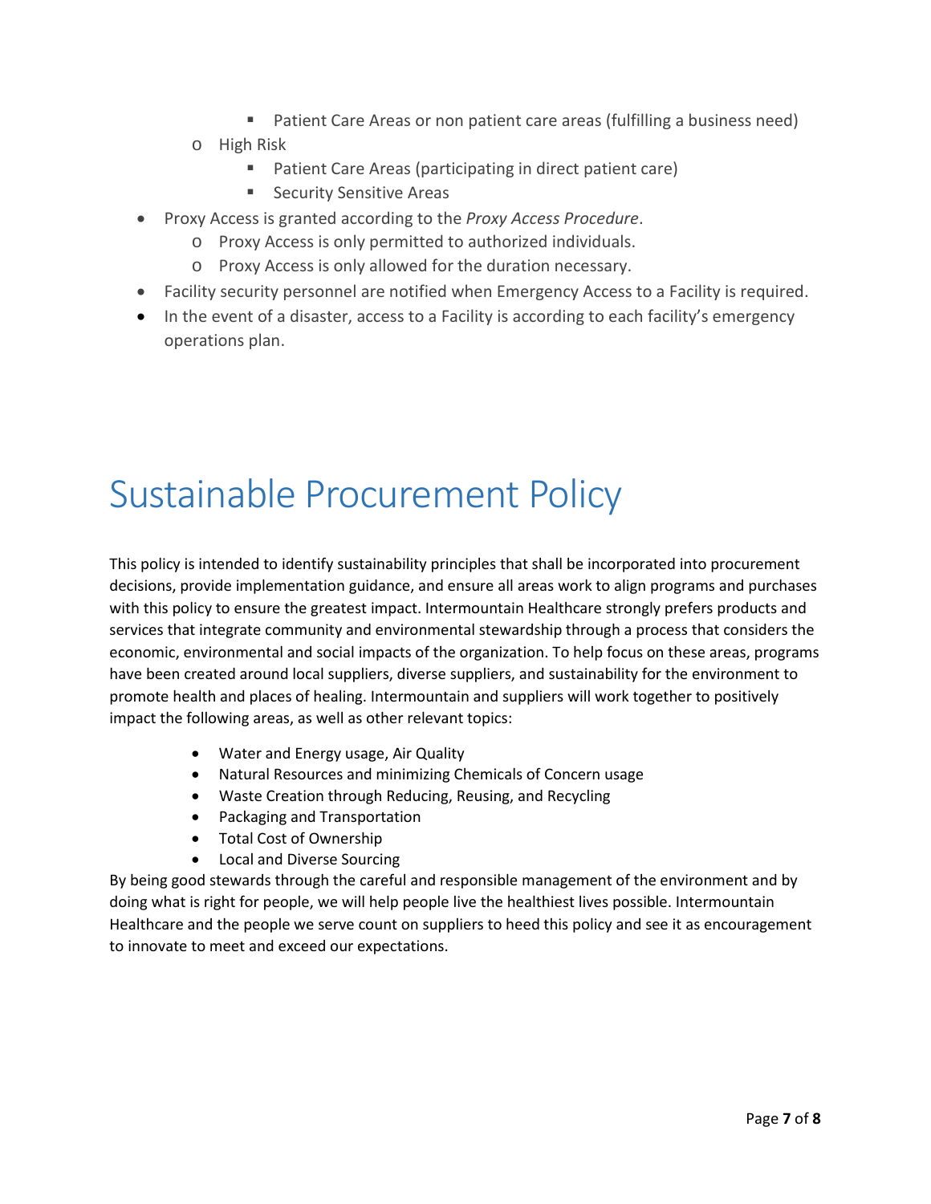- Patient Care Areas or non patient care areas (fulfilling a business need)
    - High Risk
        - Patient Care Areas (participating in direct patient care)
        - Security Sensitive Areas
- Proxy Access is granted according to the *Proxy Access Procedure*.
    - Proxy Access is only permitted to authorized individuals.
    - Proxy Access is only allowed for the duration necessary.
- Facility security personnel are notified when Emergency Access to a Facility is required.
- In the event of a disaster, access to a Facility is according to each facility's emergency operations plan.

# Sustainable Procurement Policy

This policy is intended to identify sustainability principles that shall be incorporated into procurement decisions, provide implementation guidance, and ensure all areas work to align programs and purchases with this policy to ensure the greatest impact. Intermountain Healthcare strongly prefers products and services that integrate community and environmental stewardship through a process that considers the economic, environmental and social impacts of the organization. To help focus on these areas, programs have been created around local suppliers, diverse suppliers, and sustainability for the environment to promote health and places of healing. Intermountain and suppliers will work together to positively impact the following areas, as well as other relevant topics:

- Water and Energy usage, Air Quality
- Natural Resources and minimizing Chemicals of Concern usage
- Waste Creation through Reducing, Reusing, and Recycling
- Packaging and Transportation
- Total Cost of Ownership
- Local and Diverse Sourcing

By being good stewards through the careful and responsible management of the environment and by doing what is right for people, we will help people live the healthiest lives possible. Intermountain Healthcare and the people we serve count on suppliers to heed this policy and see it as encouragement to innovate to meet and exceed our expectations.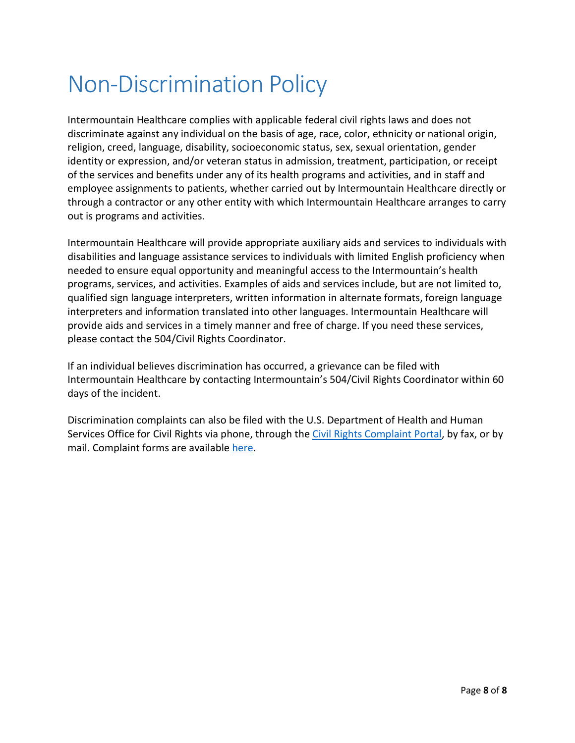# Non-Discrimination Policy

Intermountain Healthcare complies with applicable federal civil rights laws and does not discriminate against any individual on the basis of age, race, color, ethnicity or national origin, religion, creed, language, disability, socioeconomic status, sex, sexual orientation, gender identity or expression, and/or veteran status in admission, treatment, participation, or receipt of the services and benefits under any of its health programs and activities, and in staff and employee assignments to patients, whether carried out by Intermountain Healthcare directly or through a contractor or any other entity with which Intermountain Healthcare arranges to carry out is programs and activities.

Intermountain Healthcare will provide appropriate auxiliary aids and services to individuals with disabilities and language assistance services to individuals with limited English proficiency when needed to ensure equal opportunity and meaningful access to the Intermountain's health programs, services, and activities. Examples of aids and services include, but are not limited to, qualified sign language interpreters, written information in alternate formats, foreign language interpreters and information translated into other languages. Intermountain Healthcare will provide aids and services in a timely manner and free of charge. If you need these services, please contact the 504/Civil Rights Coordinator.

If an individual believes discrimination has occurred, a grievance can be filed with Intermountain Healthcare by contacting Intermountain's 504/Civil Rights Coordinator within 60 days of the incident.

Discrimination complaints can also be filed with the U.S. Department of Health and Human Services Office for Civil Rights via phone, through the Civil Rights Complaint Portal, by fax, or by mail. Complaint forms are available here.